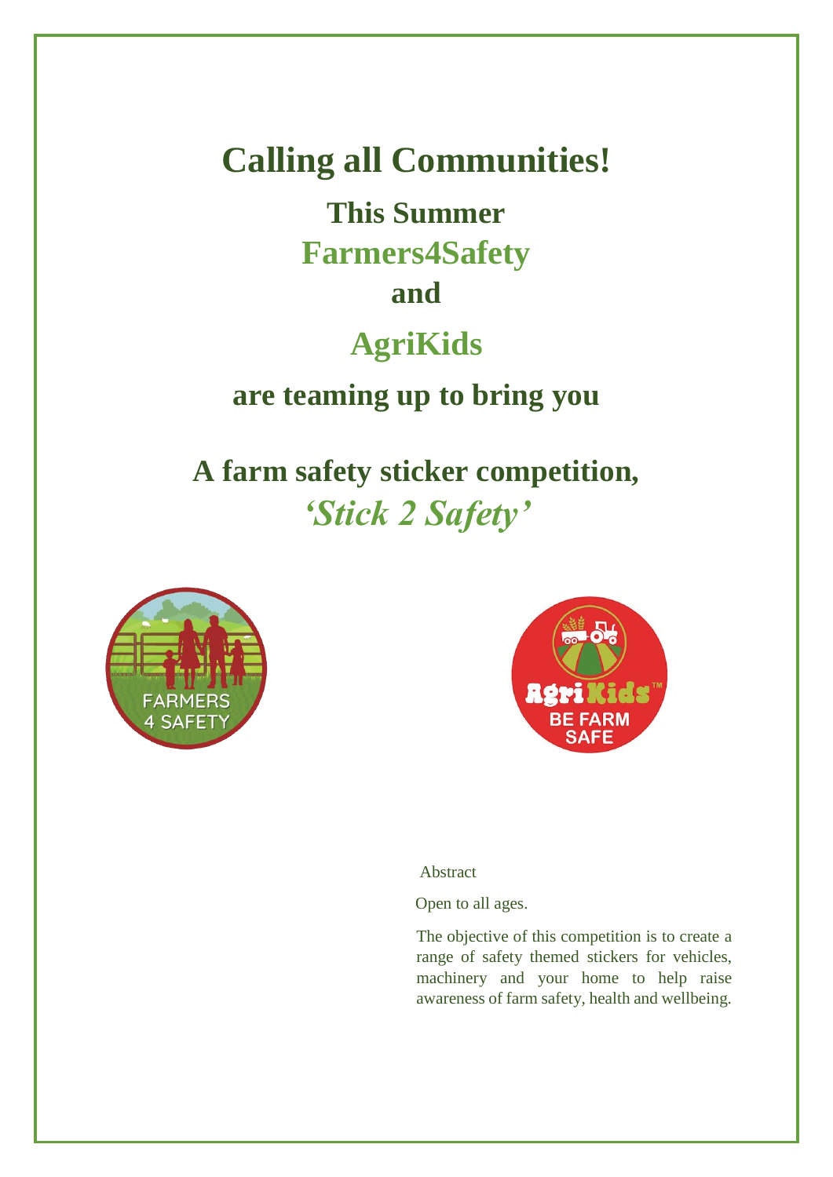# Calling all Communities!

## This Summer

## Farmers4Safety

## and

## AgriKids

## are teaming up to bring you

## A farm safety sticker competition,

## *'Stick 2 Safety'*

Abstract

Open to all ages.

The objective of this competition is to create a range of safety themed stickers for vehicles, machinery and your home to help raise awareness of farm safety, health and wellbeing.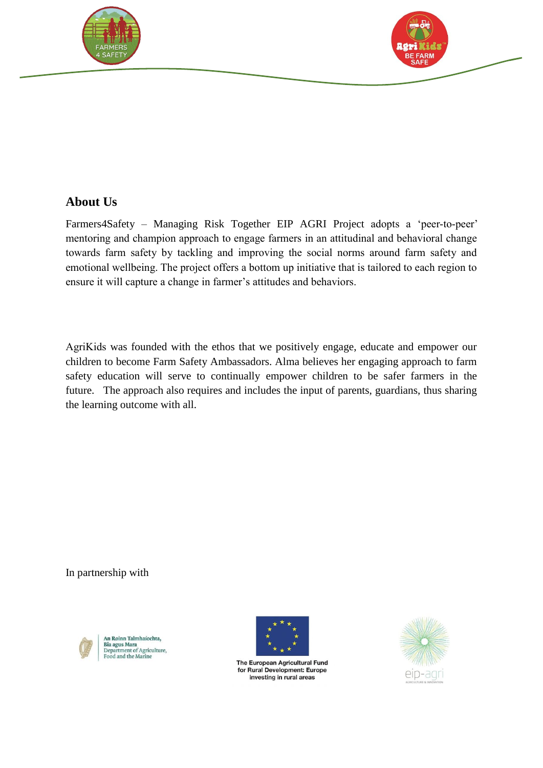## About Us

Farmers4Safety – Managing Risk Together EIP AGRI Project adopts a 'peer-to-peer' mentoring and champion approach to engage farmers in an attitudinal and behavioral change towards farm safety by tackling and improving the social norms around farm safety and emotional wellbeing. The project offers a bottom up initiative that is tailored to each region to ensure it will capture a change in farmer's attitudes and behaviors.

AgriKids was founded with the ethos that we positively engage, educate and empower our children to become Farm Safety Ambassadors. Alma believes her engaging approach to farm safety education will serve to continually empower children to be safer farmers in the future. The approach also requires and includes the input of parents, guardians, thus sharing the learning outcome with all.

In partnership with

An Roinn Talmhaíochta, Bia agus Mara
Department of Agriculture, Food and the Marine

The European Agricultural Fund for Rural Development: Europe investing in rural areas

eip-agri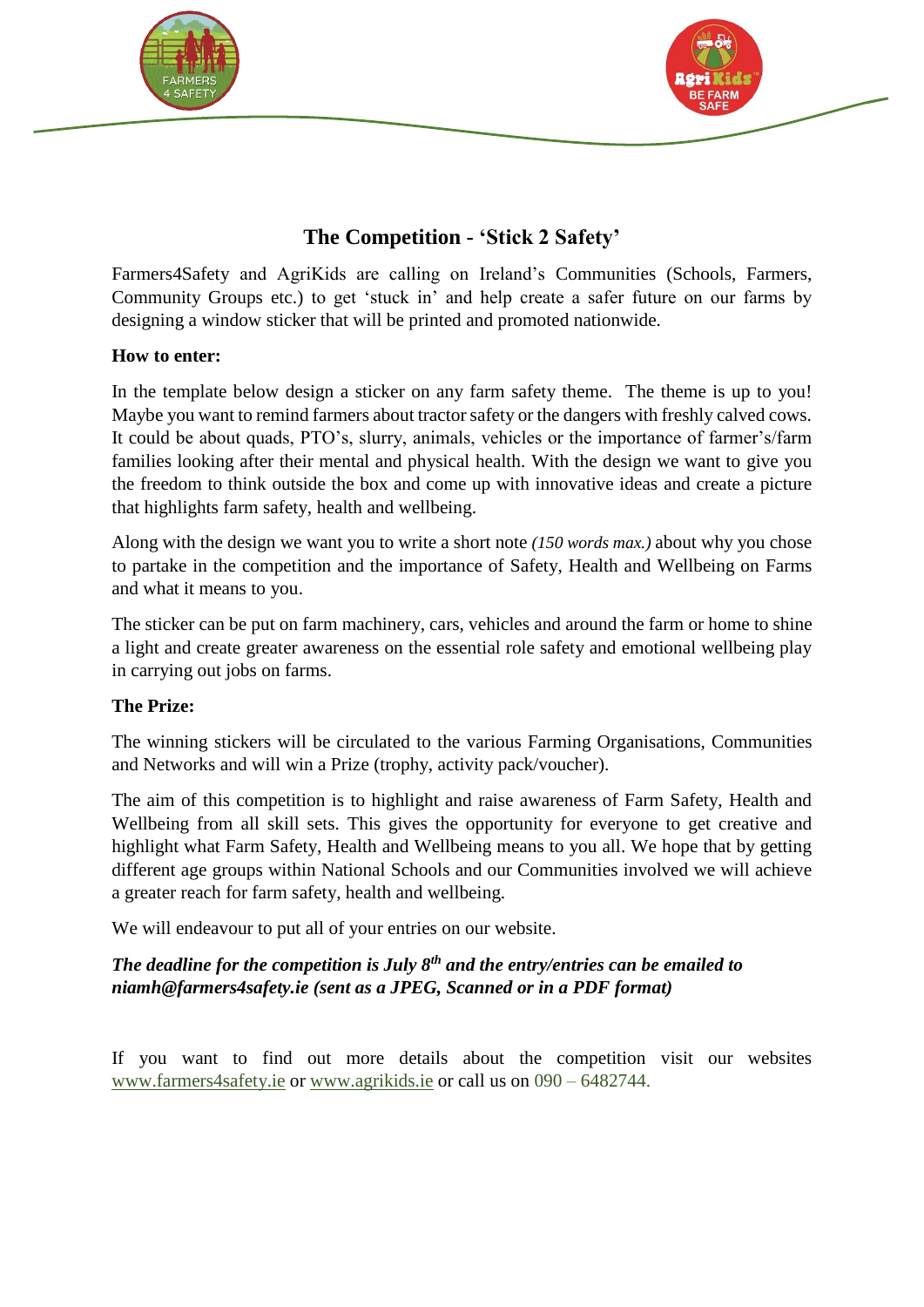## The Competition - 'Stick 2 Safety'

Farmers4Safety and AgriKids are calling on Ireland's Communities (Schools, Farmers, Community Groups etc.) to get 'stuck in' and help create a safer future on our farms by designing a window sticker that will be printed and promoted nationwide.

**How to enter:**

In the template below design a sticker on any farm safety theme. The theme is up to you! Maybe you want to remind farmers about tractor safety or the dangers with freshly calved cows. It could be about quads, PTO's, slurry, animals, vehicles or the importance of farmer's/farm families looking after their mental and physical health. With the design we want to give you the freedom to think outside the box and come up with innovative ideas and create a picture that highlights farm safety, health and wellbeing.

Along with the design we want you to write a short note *(150 words max.)* about why you chose to partake in the competition and the importance of Safety, Health and Wellbeing on Farms and what it means to you.

The sticker can be put on farm machinery, cars, vehicles and around the farm or home to shine a light and create greater awareness on the essential role safety and emotional wellbeing play in carrying out jobs on farms.

**The Prize:**

The winning stickers will be circulated to the various Farming Organisations, Communities and Networks and will win a Prize (trophy, activity pack/voucher).

The aim of this competition is to highlight and raise awareness of Farm Safety, Health and Wellbeing from all skill sets. This gives the opportunity for everyone to get creative and highlight what Farm Safety, Health and Wellbeing means to you all. We hope that by getting different age groups within National Schools and our Communities involved we will achieve a greater reach for farm safety, health and wellbeing.

We will endeavour to put all of your entries on our website.

***The deadline for the competition is July 8th and the entry/entries can be emailed to niamh@farmers4safety.ie (sent as a JPEG, Scanned or in a PDF format)***

If you want to find out more details about the competition visit our websites www.farmers4safety.ie or www.agrikids.ie or call us on 090 – 6482744.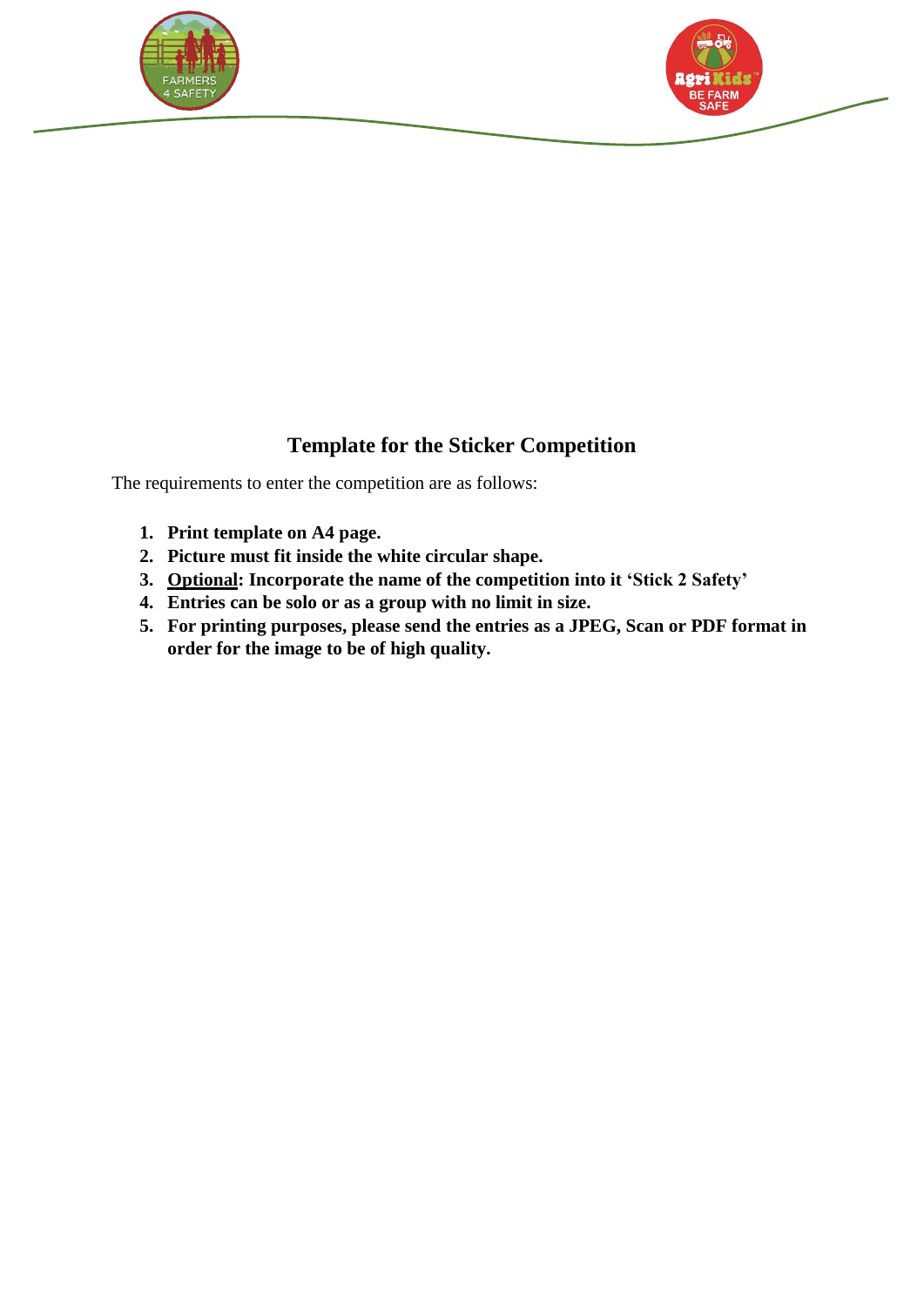## Template for the Sticker Competition

The requirements to enter the competition are as follows:

1. **Print template on A4 page.**
2. **Picture must fit inside the white circular shape.**
3. **<u>Optional</u>: Incorporate the name of the competition into it 'Stick 2 Safety'**
4. **Entries can be solo or as a group with no limit in size.**
5. **For printing purposes, please send the entries as a JPEG, Scan or PDF format in order for the image to be of high quality.**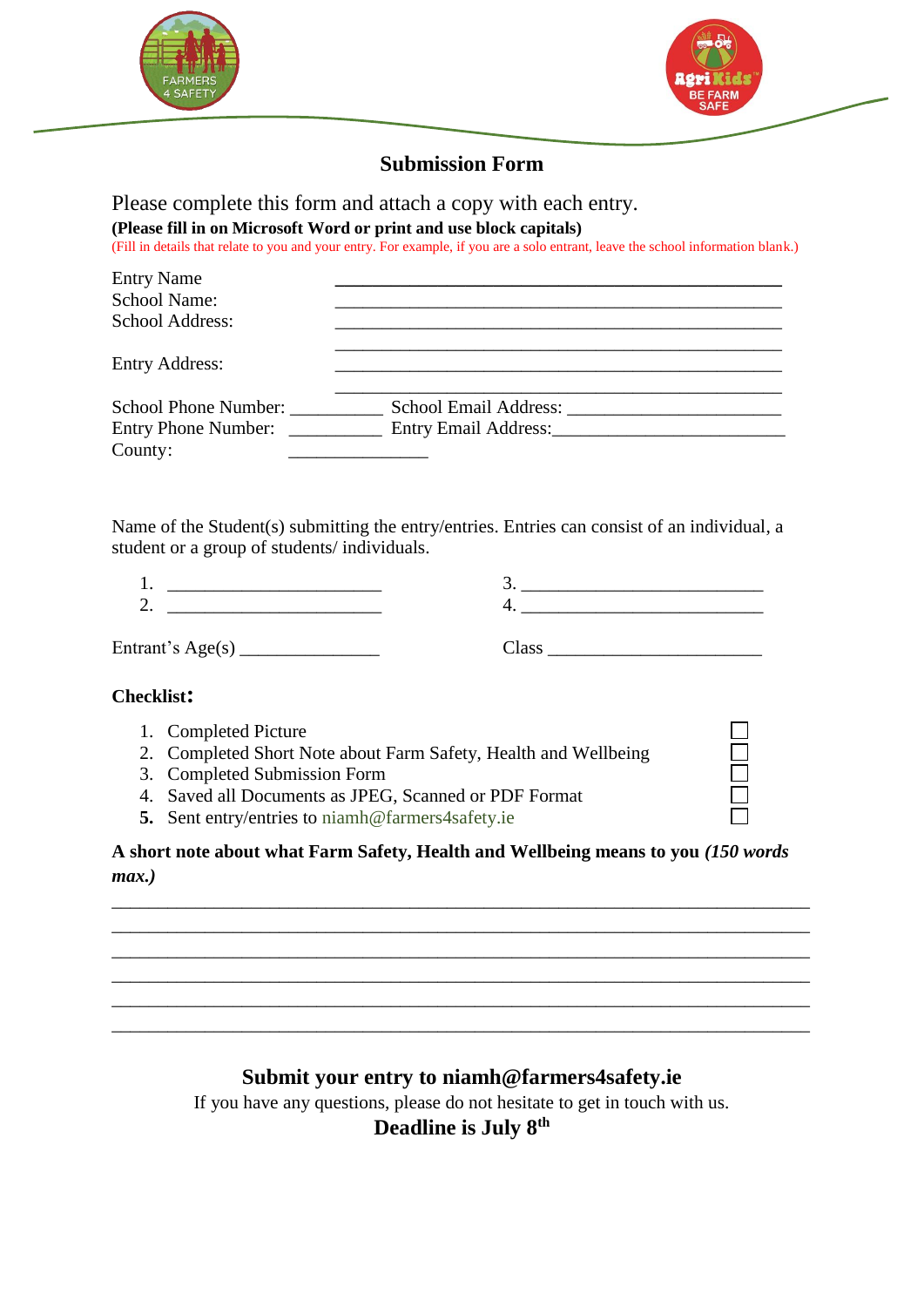## Submission Form

Please complete this form and attach a copy with each entry.

**(Please fill in on Microsoft Word or print and use block capitals)**

(Fill in details that relate to you and your entry. For example, if you are a solo entrant, leave the school information blank.)

Entry Name ______________________________________________

School Name: ______________________________________________

School Address: ______________________________________________

______________________________________________

Entry Address: ______________________________________________

______________________________________________

School Phone Number: __________ School Email Address: ______________________

Entry Phone Number: __________ Entry Email Address:________________________

County: _______________

Name of the Student(s) submitting the entry/entries. Entries can consist of an individual, a student or a group of students/ individuals.

1. ______________________
2. ______________________
3. _________________________
4. _________________________

Entrant's Age(s) _______________ Class _______________________

**Checklist:**

1. Completed Picture ☐
2. Completed Short Note about Farm Safety, Health and Wellbeing ☐
3. Completed Submission Form ☐
4. Saved all Documents as JPEG, Scanned or PDF Format ☐
5. Sent entry/entries to niamh@farmers4safety.ie ☐

**A short note about what Farm Safety, Health and Wellbeing means to you *(150 words max.)***

___________________________________________________________________________

___________________________________________________________________________

___________________________________________________________________________

___________________________________________________________________________

___________________________________________________________________________

___________________________________________________________________________

**Submit your entry to niamh@farmers4safety.ie**

If you have any questions, please do not hesitate to get in touch with us.

**Deadline is July 8th**